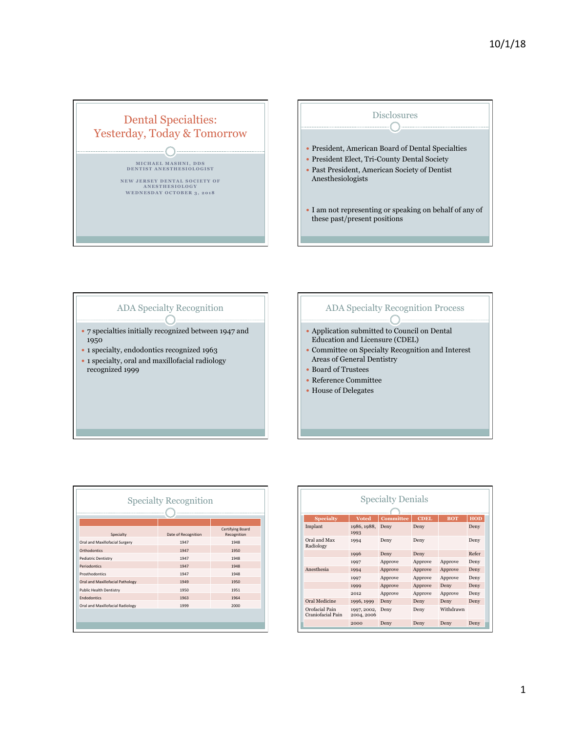## Dental Specialties: Yesterday, Today & Tomorrow

MICHAEL MASHNI, DDS
DENTIST ANESTHESIOLOGIST

NEW JERSEY DENTAL SOCIETY OF ANESTHESIOLOGY
WEDNESDAY OCTOBER 3, 2018

## Disclosures

- President, American Board of Dental Specialties
- President Elect, Tri-County Dental Society
- Past President, American Society of Dentist Anesthesiologists

- I am not representing or speaking on behalf of any of these past/present positions

## ADA Specialty Recognition

- 7 specialties initially recognized between 1947 and 1950
- 1 specialty, endodontics recognized 1963
- 1 specialty, oral and maxillofacial radiology recognized 1999

## ADA Specialty Recognition Process

- Application submitted to Council on Dental Education and Licensure (CDEL)
- Committee on Specialty Recognition and Interest Areas of General Dentistry
- Board of Trustees
- Reference Committee
- House of Delegates

## Specialty Recognition

| Specialty | Date of Recognition | Certifying Board Recognition |
|---|---|---|
| Oral and Maxillofacial Surgery | 1947 | 1948 |
| Orthodontics | 1947 | 1950 |
| Pediatric Dentistry | 1947 | 1948 |
| Periodontics | 1947 | 1948 |
| Prosthodontics | 1947 | 1948 |
| Oral and Maxillofacial Pathology | 1949 | 1950 |
| Public Health Dentistry | 1950 | 1951 |
| Endodontics | 1963 | 1964 |
| Oral and Maxillofacial Radiology | 1999 | 2000 |

## Specialty Denials

| Specialty | Voted | Committee | CDEL | BOT | HOD |
|---|---|---|---|---|---|
| Implant | 1986, 1988, 1993 | Deny | Deny | | Deny |
| Oral and Max Radiology | 1994 | Deny | Deny | | Deny |
| | 1996 | Deny | Deny | | Refer |
| | 1997 | Approve | Approve | Approve | Deny |
| Anesthesia | 1994 | Approve | Approve | Approve | Deny |
| | 1997 | Approve | Approve | Approve | Deny |
| | 1999 | Approve | Approve | Deny | Deny |
| | 2012 | Approve | Approve | Approve | Deny |
| Oral Medicine | 1996, 1999 | Deny | Deny | Deny | Deny |
| Orofacial Pain Craniofacial Pain | 1997, 2002, 2004, 2006 | Deny | Deny | Withdrawn | |
| | 2000 | Deny | Deny | Deny | Deny |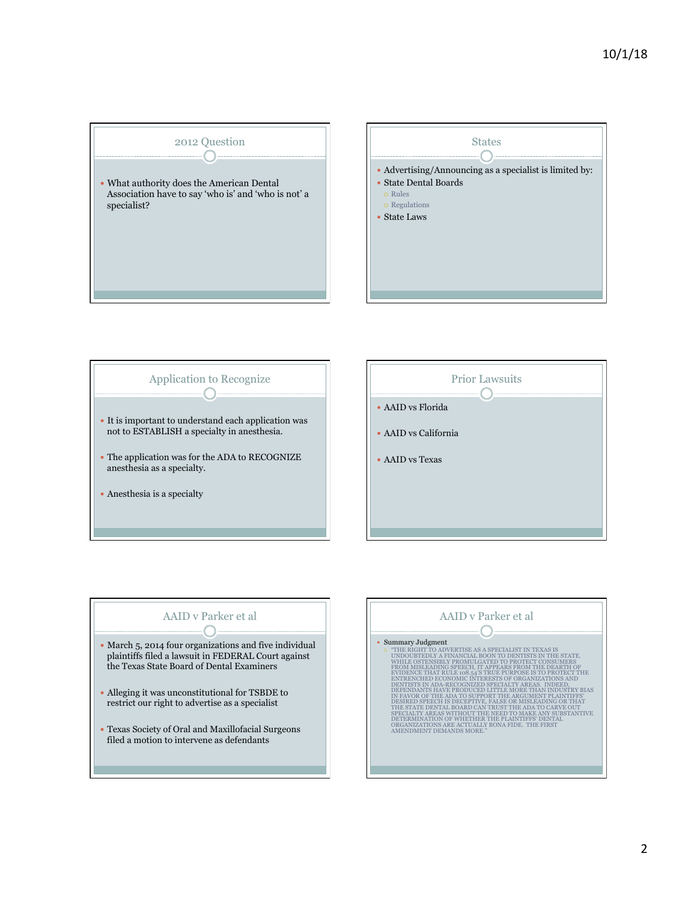## 2012 Question

- What authority does the American Dental Association have to say 'who is' and 'who is not' a specialist?

## States

- Advertising/Announcing as a specialist is limited by:
- State Dental Boards
  - Rules
  - Regulations
- State Laws

## Application to Recognize

- It is important to understand each application was not to ESTABLISH a specialty in anesthesia.
- The application was for the ADA to RECOGNIZE anesthesia as a specialty.
- Anesthesia is a specialty

## Prior Lawsuits

- AAID vs Florida
- AAID vs California
- AAID vs Texas

## AAID v Parker et al

- March 5, 2014 four organizations and five individual plaintiffs filed a lawsuit in FEDERAL Court against the Texas State Board of Dental Examiners
- Alleging it was unconstitutional for TSBDE to restrict our right to advertise as a specialist
- Texas Society of Oral and Maxillofacial Surgeons filed a motion to intervene as defendants

## AAID v Parker et al

- Summary Judgment
  - "THE RIGHT TO ADVERTISE AS A SPECIALIST IN TEXAS IS UNDOUBTEDLY A FINANCIAL BOON TO DENTISTS IN THE STATE. WHILE OSTENSIBLY PROMULGATED TO PROTECT CONSUMERS FROM MISLEADING SPEECH, IT APPEARS FROM THE DEARTH OF EVIDENCE THAT RULE 108.54'S TRUE PURPOSE IS TO PROTECT THE ENTRENCHED ECONOMIC INTERESTS OF ORGANIZATIONS AND DENTISTS IN ADA-RECOGNIZED SPECIALTY AREAS. INDEED, DEFENDANTS HAVE PRODUCED LITTLE MORE THAN INDUSTRY BIAS IN FAVOR OF THE ADA TO SUPPORT THE ARGUMENT PLAINTIFFS' DESIRED SPEECH IS DECEPTIVE, FALSE OR MISLEADING OR THAT THE STATE DENTAL BOARD CAN TRUST THE ADA TO CARVE OUT SPECIALTY AREAS WITHOUT THE NEED TO MAKE ANY SUBSTANTIVE DETERMINATION OF WHETHER THE PLAINTIFFS' DENTAL ORGANIZATIONS ARE ACTUALLY BONA FIDE. THE FIRST AMENDMENT DEMANDS MORE."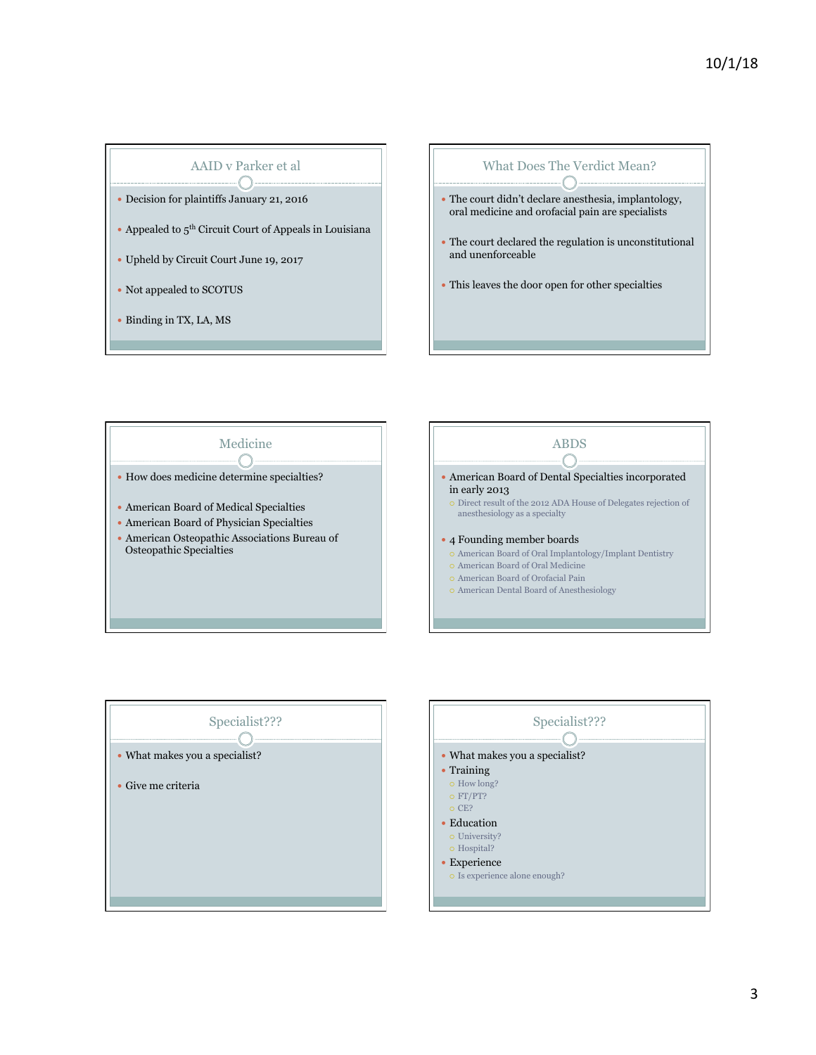## AAID v Parker et al

- Decision for plaintiffs January 21, 2016
- Appealed to 5th Circuit Court of Appeals in Louisiana
- Upheld by Circuit Court June 19, 2017
- Not appealed to SCOTUS
- Binding in TX, LA, MS

## What Does The Verdict Mean?

- The court didn't declare anesthesia, implantology, oral medicine and orofacial pain are specialists
- The court declared the regulation is unconstitutional and unenforceable
- This leaves the door open for other specialties

## Medicine

- How does medicine determine specialties?
- American Board of Medical Specialties
- American Board of Physician Specialties
- American Osteopathic Associations Bureau of Osteopathic Specialties

## ABDS

- American Board of Dental Specialties incorporated in early 2013
  - Direct result of the 2012 ADA House of Delegates rejection of anesthesiology as a specialty
- 4 Founding member boards
  - American Board of Oral Implantology/Implant Dentistry
  - American Board of Oral Medicine
  - American Board of Orofacial Pain
  - American Dental Board of Anesthesiology

## Specialist???

- What makes you a specialist?
- Give me criteria

## Specialist???

- What makes you a specialist?
- Training
  - How long?
  - FT/PT?
  - CE?
- Education
  - University?
  - Hospital?
- Experience
  - Is experience alone enough?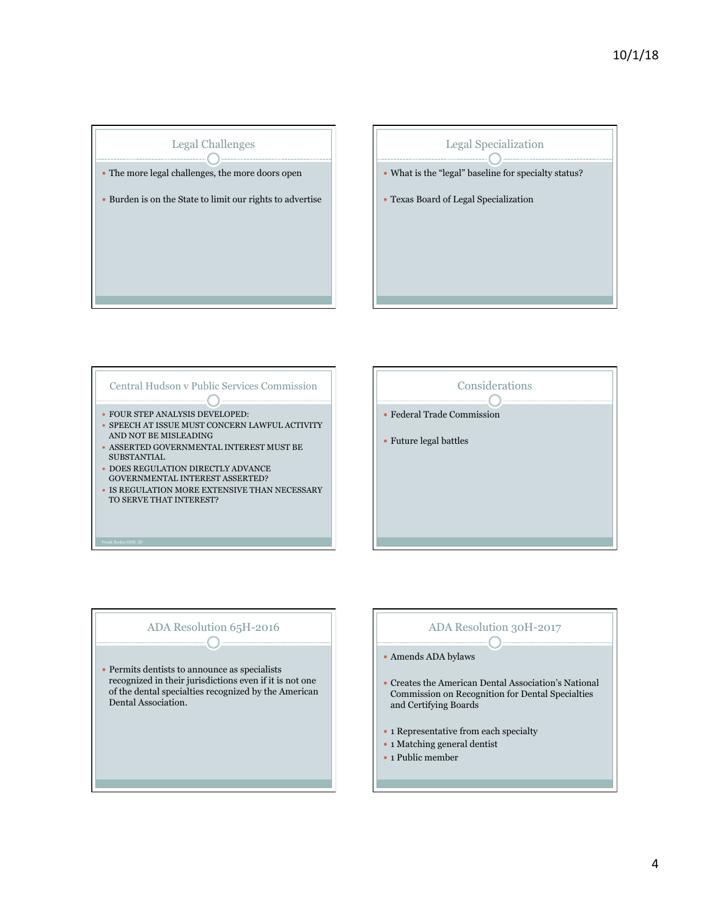## Legal Challenges

- The more legal challenges, the more doors open
- Burden is on the State to limit our rights to advertise

## Legal Specialization

- What is the "legal" baseline for specialty status?
- Texas Board of Legal Specialization

## Central Hudson v Public Services Commission

- FOUR STEP ANALYSIS DEVELOPED:
- SPEECH AT ISSUE MUST CONCERN LAWFUL ACTIVITY AND NOT BE MISLEADING
- ASSERTED GOVERNMENTAL INTEREST MUST BE SUBSTANTIAL
- DOES REGULATION DIRECTLY ADVANCE GOVERNMENTAL INTEREST ASSERTED?
- IS REGULATION MORE EXTENSIVE THAN NECESSARY TO SERVE THAT INTEREST?

Frank Recker DDS, JD

## Considerations

- Federal Trade Commission
- Future legal battles

## ADA Resolution 65H-2016

- Permits dentists to announce as specialists recognized in their jurisdictions even if it is not one of the dental specialties recognized by the American Dental Association.

## ADA Resolution 30H-2017

- Amends ADA bylaws
- Creates the American Dental Association's National Commission on Recognition for Dental Specialties and Certifying Boards
- 1 Representative from each specialty
- 1 Matching general dentist
- 1 Public member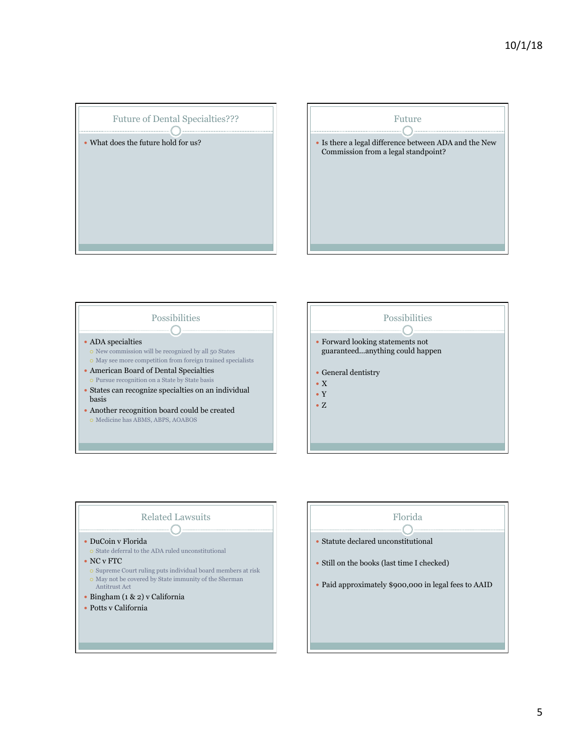## Future of Dental Specialties???

- What does the future hold for us?

## Future

- Is there a legal difference between ADA and the New Commission from a legal standpoint?

## Possibilities

- ADA specialties
  - New commission will be recognized by all 50 States
  - May see more competition from foreign trained specialists
- American Board of Dental Specialties
  - Pursue recognition on a State by State basis
- States can recognize specialties on an individual basis
- Another recognition board could be created
  - Medicine has ABMS, ABPS, AOABOS

## Possibilities

- Forward looking statements not guaranteed…anything could happen
- General dentistry
- X
- Y
- Z

## Related Lawsuits

- DuCoin v Florida
  - State deferral to the ADA ruled unconstitutional
- NC v FTC
  - Supreme Court ruling puts individual board members at risk
  - May not be covered by State immunity of the Sherman Antitrust Act
- Bingham (1 & 2) v California
- Potts v California

## Florida

- Statute declared unconstitutional
- Still on the books (last time I checked)
- Paid approximately $900,000 in legal fees to AAID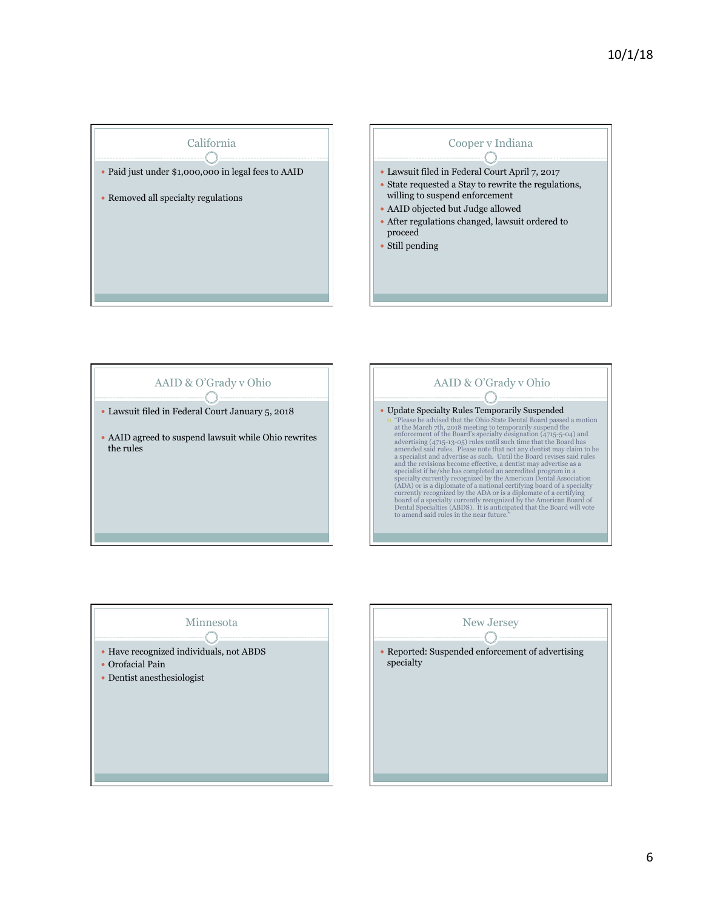## California

- Paid just under $1,000,000 in legal fees to AAID
- Removed all specialty regulations

## Cooper v Indiana

- Lawsuit filed in Federal Court April 7, 2017
- State requested a Stay to rewrite the regulations, willing to suspend enforcement
- AAID objected but Judge allowed
- After regulations changed, lawsuit ordered to proceed
- Still pending

## AAID & O'Grady v Ohio

- Lawsuit filed in Federal Court January 5, 2018
- AAID agreed to suspend lawsuit while Ohio rewrites the rules

## AAID & O'Grady v Ohio

- Update Specialty Rules Temporarily Suspended
  - "Please be advised that the Ohio State Dental Board passed a motion at the March 7th, 2018 meeting to temporarily suspend the enforcement of the Board's specialty designation (4715-5-04) and advertising (4715-13-05) rules until such time that the Board has amended said rules. Please note that not any dentist may claim to be a specialist and advertise as such. Until the Board revises said rules and the revisions become effective, a dentist may advertise as a specialist if he/she has completed an accredited program in a specialty currently recognized by the American Dental Association (ADA) or is a diplomate of a national certifying board of a specialty currently recognized by the ADA or is a diplomate of a certifying board of a specialty currently recognized by the American Board of Dental Specialties (ABDS). It is anticipated that the Board will vote to amend said rules in the near future."

## Minnesota

- Have recognized individuals, not ABDS
- Orofacial Pain
- Dentist anesthesiologist

## New Jersey

- Reported: Suspended enforcement of advertising specialty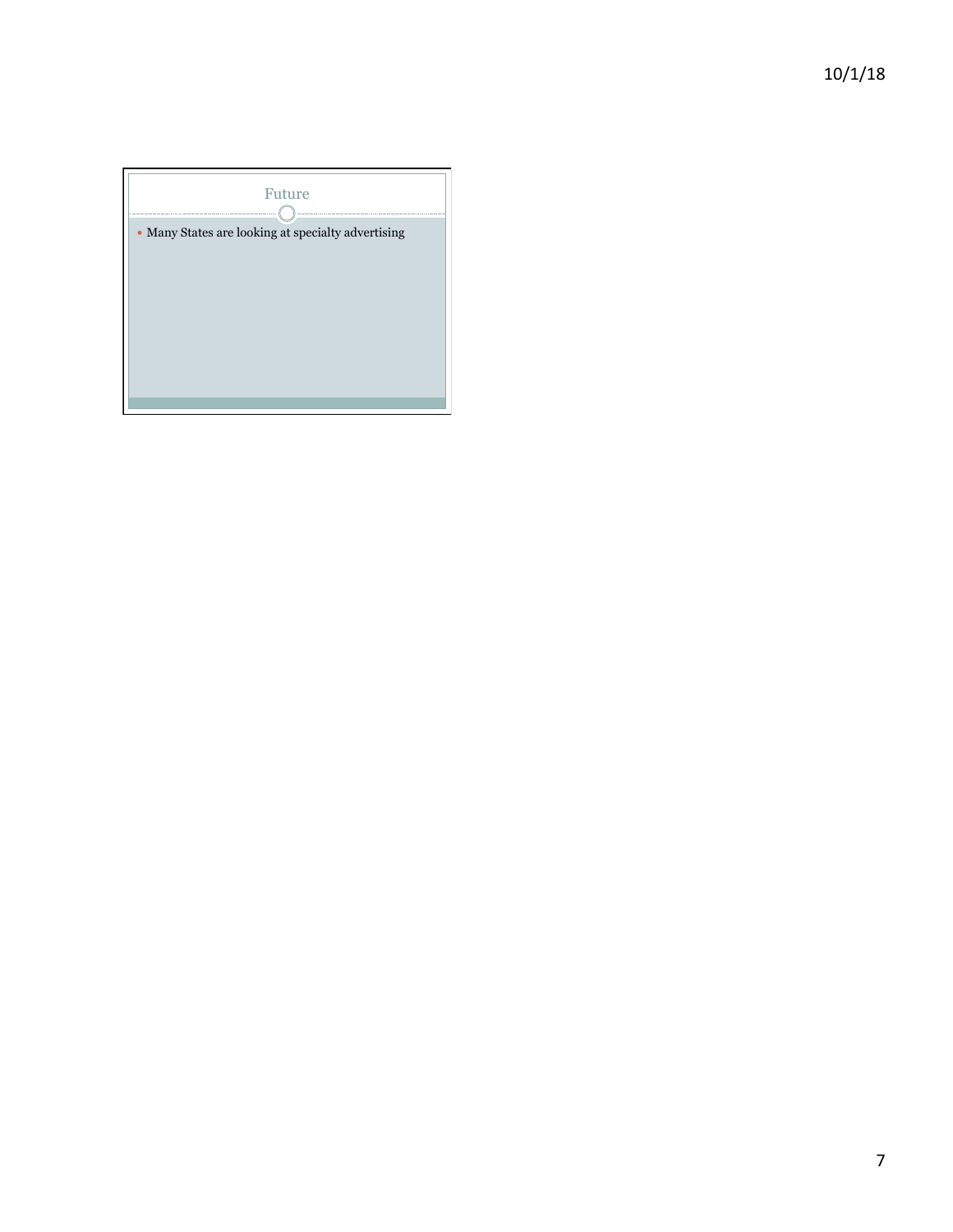## Future

- Many States are looking at specialty advertising